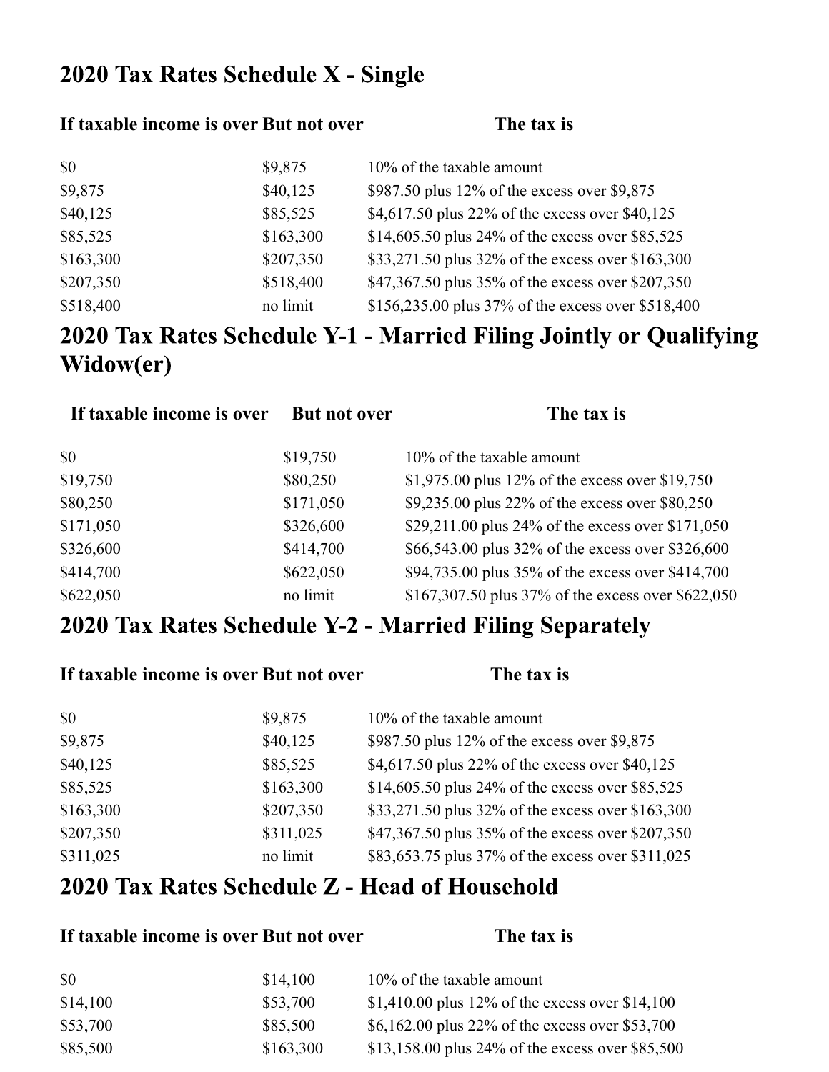## 2020 Tax Rates Schedule X - Single

| If taxable income is over | But not over | The tax is |
|---|---|---|
| $0 | $9,875 | 10% of the taxable amount |
| $9,875 | $40,125 | $987.50 plus 12% of the excess over $9,875 |
| $40,125 | $85,525 | $4,617.50 plus 22% of the excess over $40,125 |
| $85,525 | $163,300 | $14,605.50 plus 24% of the excess over $85,525 |
| $163,300 | $207,350 | $33,271.50 plus 32% of the excess over $163,300 |
| $207,350 | $518,400 | $47,367.50 plus 35% of the excess over $207,350 |
| $518,400 | no limit | $156,235.00 plus 37% of the excess over $518,400 |

## 2020 Tax Rates Schedule Y-1 - Married Filing Jointly or Qualifying Widow(er)

| If taxable income is over | But not over | The tax is |
|---|---|---|
| $0 | $19,750 | 10% of the taxable amount |
| $19,750 | $80,250 | $1,975.00 plus 12% of the excess over $19,750 |
| $80,250 | $171,050 | $9,235.00 plus 22% of the excess over $80,250 |
| $171,050 | $326,600 | $29,211.00 plus 24% of the excess over $171,050 |
| $326,600 | $414,700 | $66,543.00 plus 32% of the excess over $326,600 |
| $414,700 | $622,050 | $94,735.00 plus 35% of the excess over $414,700 |
| $622,050 | no limit | $167,307.50 plus 37% of the excess over $622,050 |

## 2020 Tax Rates Schedule Y-2 - Married Filing Separately

| If taxable income is over | But not over | The tax is |
|---|---|---|
| $0 | $9,875 | 10% of the taxable amount |
| $9,875 | $40,125 | $987.50 plus 12% of the excess over $9,875 |
| $40,125 | $85,525 | $4,617.50 plus 22% of the excess over $40,125 |
| $85,525 | $163,300 | $14,605.50 plus 24% of the excess over $85,525 |
| $163,300 | $207,350 | $33,271.50 plus 32% of the excess over $163,300 |
| $207,350 | $311,025 | $47,367.50 plus 35% of the excess over $207,350 |
| $311,025 | no limit | $83,653.75 plus 37% of the excess over $311,025 |

## 2020 Tax Rates Schedule Z - Head of Household

| If taxable income is over | But not over | The tax is |
|---|---|---|
| $0 | $14,100 | 10% of the taxable amount |
| $14,100 | $53,700 | $1,410.00 plus 12% of the excess over $14,100 |
| $53,700 | $85,500 | $6,162.00 plus 22% of the excess over $53,700 |
| $85,500 | $163,300 | $13,158.00 plus 24% of the excess over $85,500 |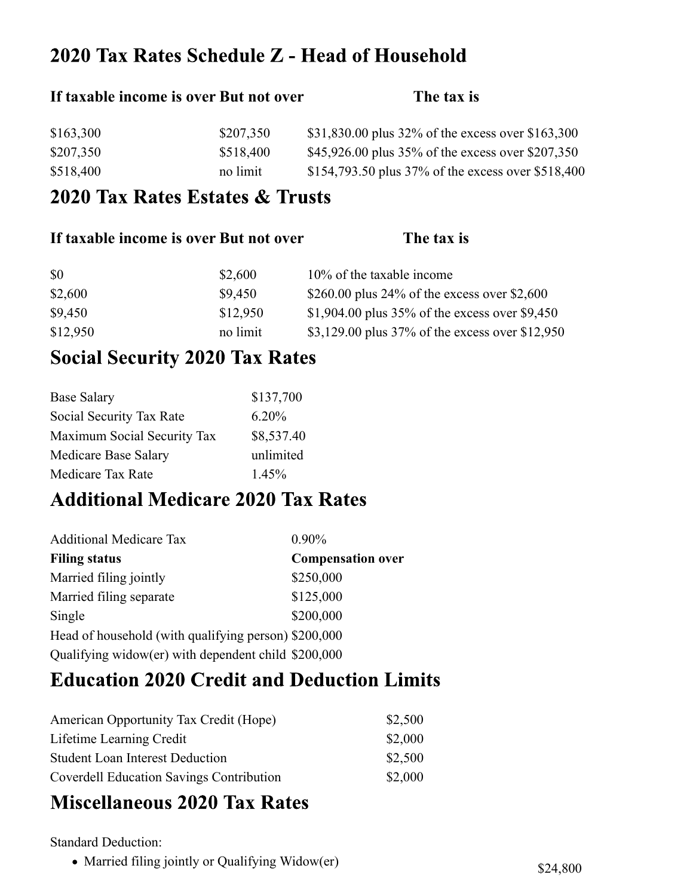## 2020 Tax Rates Schedule Z - Head of Household

| If taxable income is over | But not over | The tax is |
|---|---|---|
| $163,300 | $207,350 | $31,830.00 plus 32% of the excess over $163,300 |
| $207,350 | $518,400 | $45,926.00 plus 35% of the excess over $207,350 |
| $518,400 | no limit | $154,793.50 plus 37% of the excess over $518,400 |

## 2020 Tax Rates Estates & Trusts

| If taxable income is over | But not over | The tax is |
|---|---|---|
| $0 | $2,600 | 10% of the taxable income |
| $2,600 | $9,450 | $260.00 plus 24% of the excess over $2,600 |
| $9,450 | $12,950 | $1,904.00 plus 35% of the excess over $9,450 |
| $12,950 | no limit | $3,129.00 plus 37% of the excess over $12,950 |

## Social Security 2020 Tax Rates

| | |
|---|---|
| Base Salary | $137,700 |
| Social Security Tax Rate | 6.20% |
| Maximum Social Security Tax | $8,537.40 |
| Medicare Base Salary | unlimited |
| Medicare Tax Rate | 1.45% |

## Additional Medicare 2020 Tax Rates

| Additional Medicare Tax | 0.90% |
|---|---|
| **Filing status** | **Compensation over** |
| Married filing jointly | $250,000 |
| Married filing separate | $125,000 |
| Single | $200,000 |
| Head of household (with qualifying person) | $200,000 |
| Qualifying widow(er) with dependent child | $200,000 |

## Education 2020 Credit and Deduction Limits

| | |
|---|---|
| American Opportunity Tax Credit (Hope) | $2,500 |
| Lifetime Learning Credit | $2,000 |
| Student Loan Interest Deduction | $2,500 |
| Coverdell Education Savings Contribution | $2,000 |

## Miscellaneous 2020 Tax Rates

Standard Deduction:

- Married filing jointly or Qualifying Widow(er) $24,800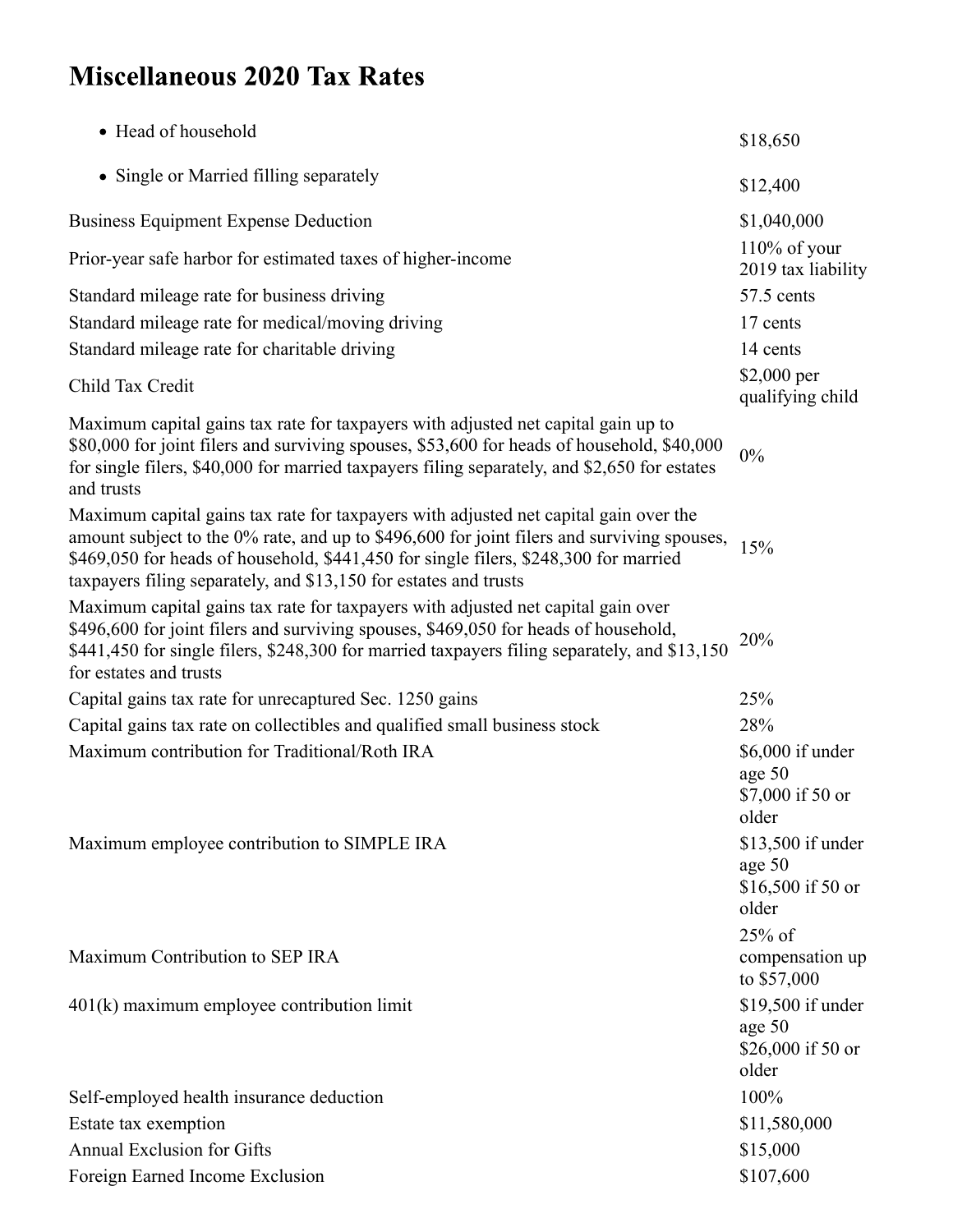## Miscellaneous 2020 Tax Rates

| | |
|---|---|
| • Head of household | $18,650 |
| • Single or Married filling separately | $12,400 |
| Business Equipment Expense Deduction | $1,040,000 |
| Prior-year safe harbor for estimated taxes of higher-income | 110% of your 2019 tax liability |
| Standard mileage rate for business driving | 57.5 cents |
| Standard mileage rate for medical/moving driving | 17 cents |
| Standard mileage rate for charitable driving | 14 cents |
| Child Tax Credit | $2,000 per qualifying child |
| Maximum capital gains tax rate for taxpayers with adjusted net capital gain up to $80,000 for joint filers and surviving spouses, $53,600 for heads of household, $40,000 for single filers, $40,000 for married taxpayers filing separately, and $2,650 for estates and trusts | 0% |
| Maximum capital gains tax rate for taxpayers with adjusted net capital gain over the amount subject to the 0% rate, and up to $496,600 for joint filers and surviving spouses, $469,050 for heads of household, $441,450 for single filers, $248,300 for married taxpayers filing separately, and $13,150 for estates and trusts | 15% |
| Maximum capital gains tax rate for taxpayers with adjusted net capital gain over $496,600 for joint filers and surviving spouses, $469,050 for heads of household, $441,450 for single filers, $248,300 for married taxpayers filing separately, and $13,150 for estates and trusts | 20% |
| Capital gains tax rate for unrecaptured Sec. 1250 gains | 25% |
| Capital gains tax rate on collectibles and qualified small business stock | 28% |
| Maximum contribution for Traditional/Roth IRA | $6,000 if under age 50<br>$7,000 if 50 or older |
| Maximum employee contribution to SIMPLE IRA | $13,500 if under age 50<br>$16,500 if 50 or older |
| Maximum Contribution to SEP IRA | 25% of compensation up to $57,000 |
| 401(k) maximum employee contribution limit | $19,500 if under age 50<br>$26,000 if 50 or older |
| Self-employed health insurance deduction | 100% |
| Estate tax exemption | $11,580,000 |
| Annual Exclusion for Gifts | $15,000 |
| Foreign Earned Income Exclusion | $107,600 |